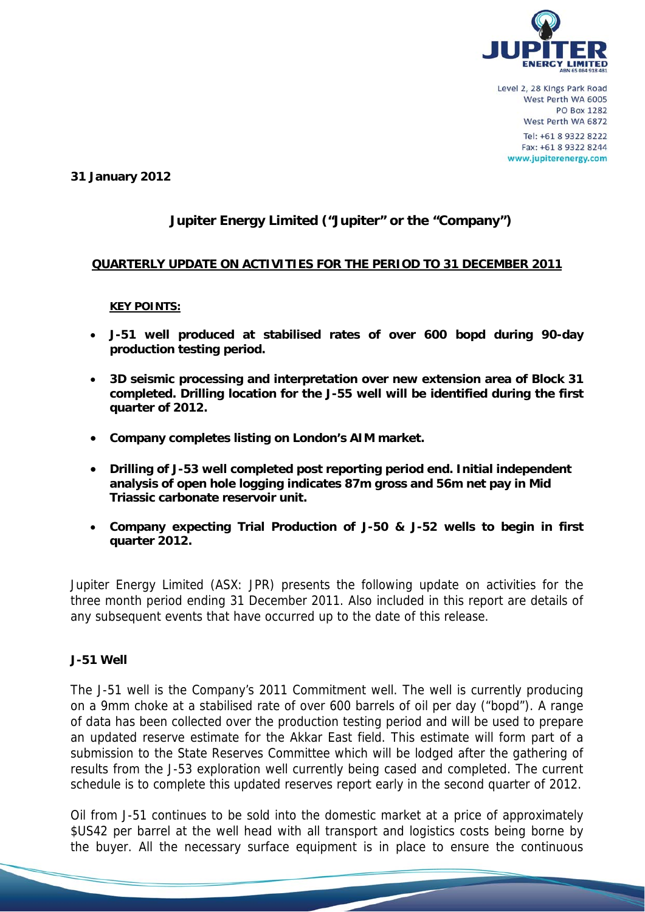Level 2, 28 Kings Park Road
West Perth WA 6005
PO Box 1282
West Perth WA 6872
Tel: +61 8 9322 8222
Fax: +61 8 9322 8244
www.jupiterenergy.com

**31 January 2012**

# Jupiter Energy Limited ("Jupiter" or the "Company")

## QUARTERLY UPDATE ON ACTIVITIES FOR THE PERIOD TO 31 DECEMBER 2011

**KEY POINTS:**

- **J-51 well produced at stabilised rates of over 600 bopd during 90-day production testing period.**
- **3D seismic processing and interpretation over new extension area of Block 31 completed. Drilling location for the J-55 well will be identified during the first quarter of 2012.**
- **Company completes listing on London's AIM market.**
- **Drilling of J-53 well completed post reporting period end. Initial independent analysis of open hole logging indicates 87m gross and 56m net pay in Mid Triassic carbonate reservoir unit.**
- **Company expecting Trial Production of J-50 & J-52 wells to begin in first quarter 2012.**

Jupiter Energy Limited (ASX: JPR) presents the following update on activities for the three month period ending 31 December 2011. Also included in this report are details of any subsequent events that have occurred up to the date of this release.

### J-51 Well

The J-51 well is the Company's 2011 Commitment well. The well is currently producing on a 9mm choke at a stabilised rate of over 600 barrels of oil per day ("bopd"). A range of data has been collected over the production testing period and will be used to prepare an updated reserve estimate for the Akkar East field. This estimate will form part of a submission to the State Reserves Committee which will be lodged after the gathering of results from the J-53 exploration well currently being cased and completed. The current schedule is to complete this updated reserves report early in the second quarter of 2012.

Oil from J-51 continues to be sold into the domestic market at a price of approximately $US42 per barrel at the well head with all transport and logistics costs being borne by the buyer. All the necessary surface equipment is in place to ensure the continuous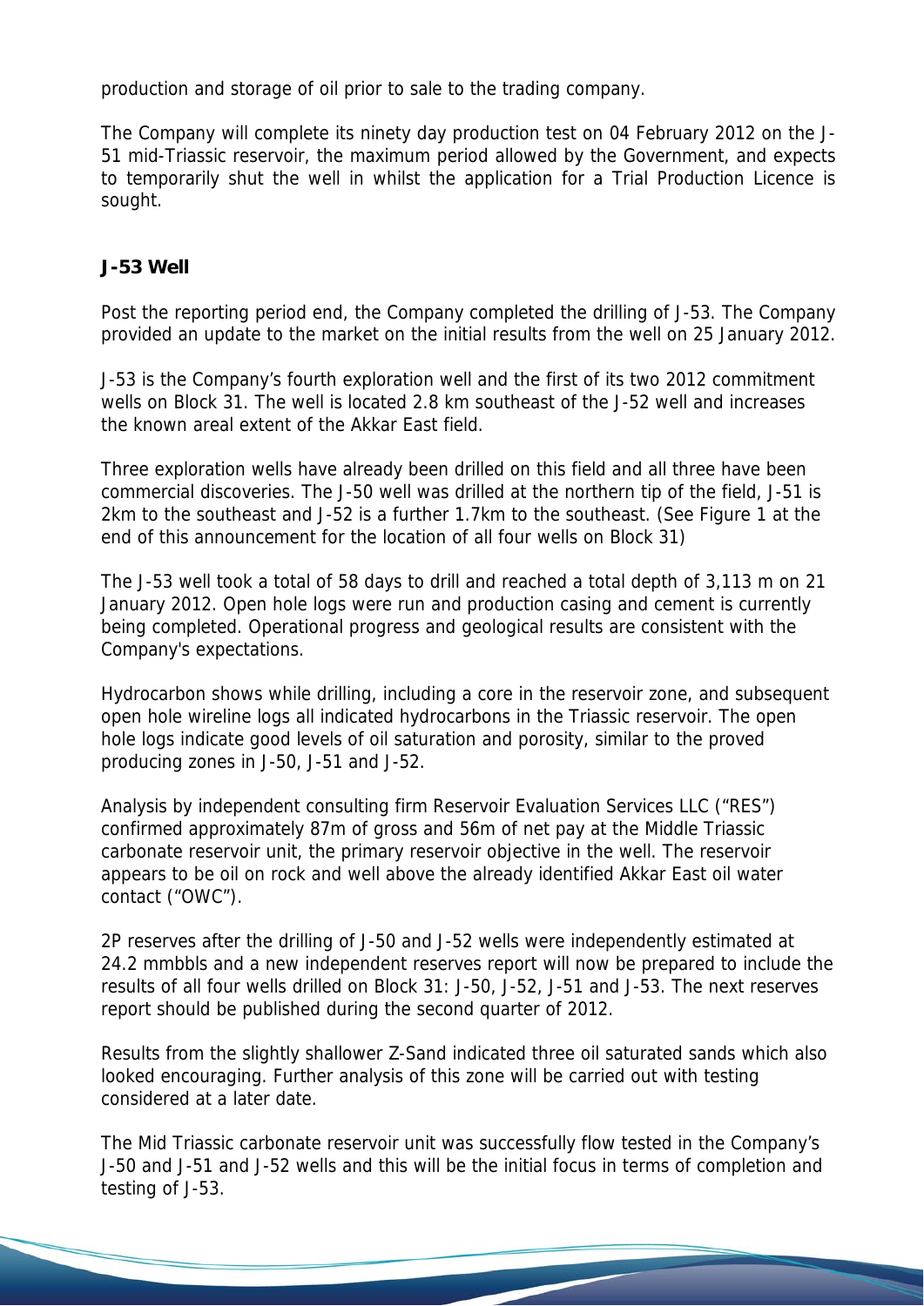production and storage of oil prior to sale to the trading company.

The Company will complete its ninety day production test on 04 February 2012 on the J-51 mid-Triassic reservoir, the maximum period allowed by the Government, and expects to temporarily shut the well in whilst the application for a Trial Production Licence is sought.

**J-53 Well**

Post the reporting period end, the Company completed the drilling of J-53. The Company provided an update to the market on the initial results from the well on 25 January 2012.

J-53 is the Company's fourth exploration well and the first of its two 2012 commitment wells on Block 31. The well is located 2.8 km southeast of the J-52 well and increases the known areal extent of the Akkar East field.

Three exploration wells have already been drilled on this field and all three have been commercial discoveries. The J-50 well was drilled at the northern tip of the field, J-51 is 2km to the southeast and J-52 is a further 1.7km to the southeast. (See Figure 1 at the end of this announcement for the location of all four wells on Block 31)

The J-53 well took a total of 58 days to drill and reached a total depth of 3,113 m on 21 January 2012. Open hole logs were run and production casing and cement is currently being completed. Operational progress and geological results are consistent with the Company's expectations.

Hydrocarbon shows while drilling, including a core in the reservoir zone, and subsequent open hole wireline logs all indicated hydrocarbons in the Triassic reservoir. The open hole logs indicate good levels of oil saturation and porosity, similar to the proved producing zones in J-50, J-51 and J-52.

Analysis by independent consulting firm Reservoir Evaluation Services LLC ("RES") confirmed approximately 87m of gross and 56m of net pay at the Middle Triassic carbonate reservoir unit, the primary reservoir objective in the well. The reservoir appears to be oil on rock and well above the already identified Akkar East oil water contact ("OWC").

2P reserves after the drilling of J-50 and J-52 wells were independently estimated at 24.2 mmbbls and a new independent reserves report will now be prepared to include the results of all four wells drilled on Block 31: J-50, J-52, J-51 and J-53. The next reserves report should be published during the second quarter of 2012.

Results from the slightly shallower Z-Sand indicated three oil saturated sands which also looked encouraging. Further analysis of this zone will be carried out with testing considered at a later date.

The Mid Triassic carbonate reservoir unit was successfully flow tested in the Company's J-50 and J-51 and J-52 wells and this will be the initial focus in terms of completion and testing of J-53.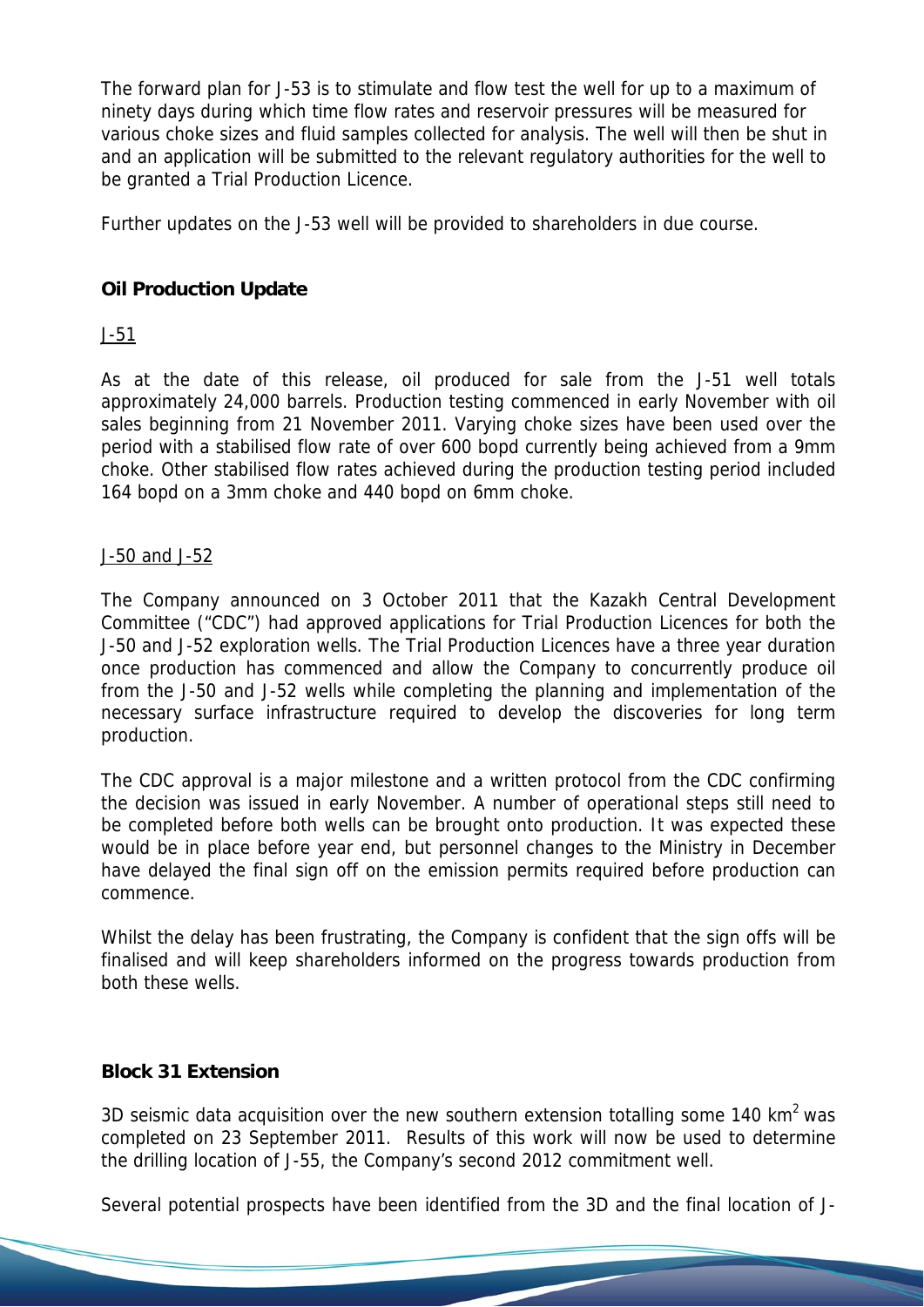The forward plan for J-53 is to stimulate and flow test the well for up to a maximum of ninety days during which time flow rates and reservoir pressures will be measured for various choke sizes and fluid samples collected for analysis. The well will then be shut in and an application will be submitted to the relevant regulatory authorities for the well to be granted a Trial Production Licence.

Further updates on the J-53 well will be provided to shareholders in due course.

**Oil Production Update**

J-51

As at the date of this release, oil produced for sale from the J-51 well totals approximately 24,000 barrels. Production testing commenced in early November with oil sales beginning from 21 November 2011. Varying choke sizes have been used over the period with a stabilised flow rate of over 600 bopd currently being achieved from a 9mm choke. Other stabilised flow rates achieved during the production testing period included 164 bopd on a 3mm choke and 440 bopd on 6mm choke.

J-50 and J-52

The Company announced on 3 October 2011 that the Kazakh Central Development Committee ("CDC") had approved applications for Trial Production Licences for both the J-50 and J-52 exploration wells. The Trial Production Licences have a three year duration once production has commenced and allow the Company to concurrently produce oil from the J-50 and J-52 wells while completing the planning and implementation of the necessary surface infrastructure required to develop the discoveries for long term production.

The CDC approval is a major milestone and a written protocol from the CDC confirming the decision was issued in early November. A number of operational steps still need to be completed before both wells can be brought onto production. It was expected these would be in place before year end, but personnel changes to the Ministry in December have delayed the final sign off on the emission permits required before production can commence.

Whilst the delay has been frustrating, the Company is confident that the sign offs will be finalised and will keep shareholders informed on the progress towards production from both these wells.

**Block 31 Extension**

3D seismic data acquisition over the new southern extension totalling some 140 km$^2$ was completed on 23 September 2011. Results of this work will now be used to determine the drilling location of J-55, the Company's second 2012 commitment well.

Several potential prospects have been identified from the 3D and the final location of J-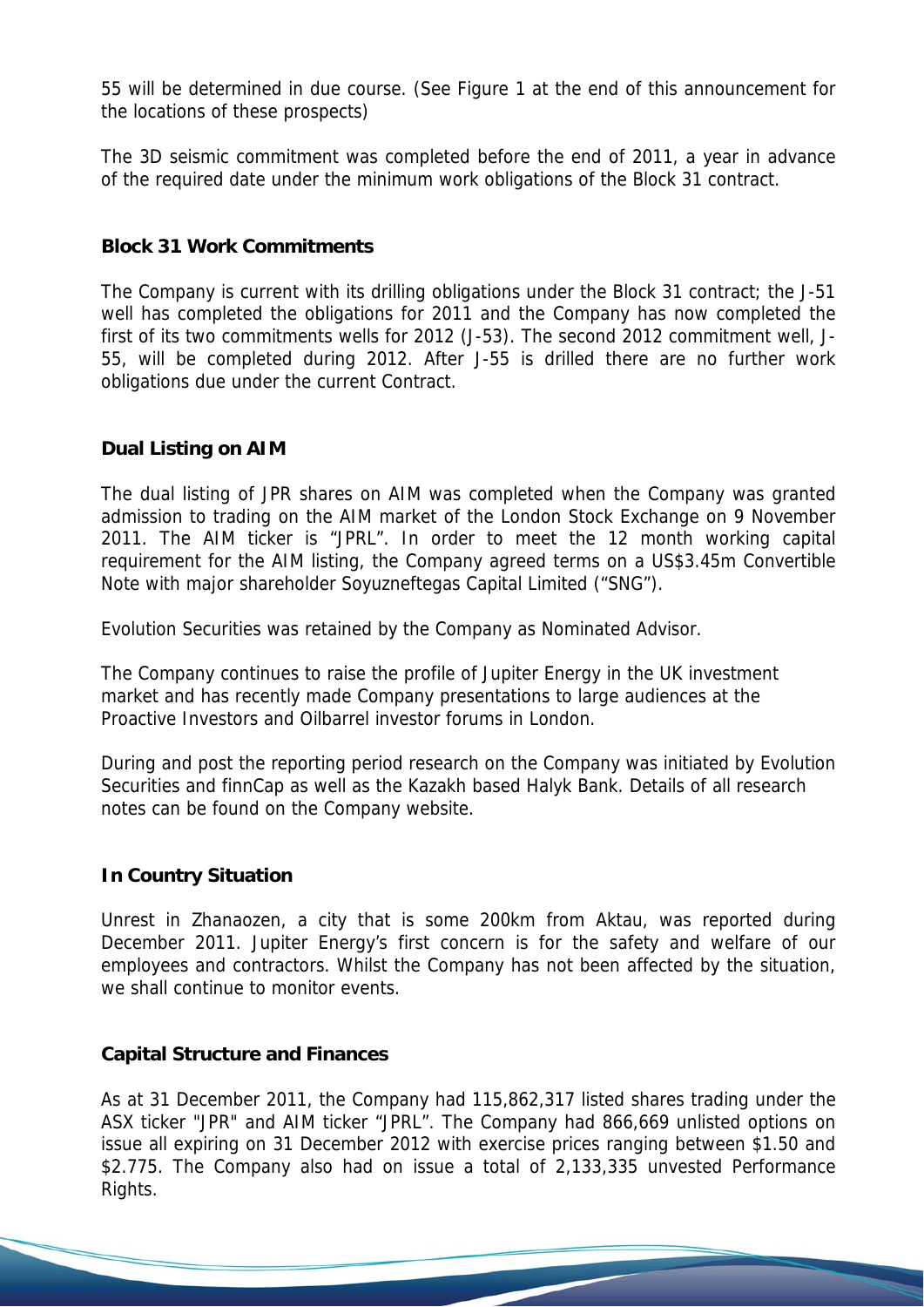55 will be determined in due course. (See Figure 1 at the end of this announcement for the locations of these prospects)

The 3D seismic commitment was completed before the end of 2011, a year in advance of the required date under the minimum work obligations of the Block 31 contract.

## Block 31 Work Commitments

The Company is current with its drilling obligations under the Block 31 contract; the J-51 well has completed the obligations for 2011 and the Company has now completed the first of its two commitments wells for 2012 (J-53). The second 2012 commitment well, J-55, will be completed during 2012. After J-55 is drilled there are no further work obligations due under the current Contract.

## Dual Listing on AIM

The dual listing of JPR shares on AIM was completed when the Company was granted admission to trading on the AIM market of the London Stock Exchange on 9 November 2011. The AIM ticker is "JPRL". In order to meet the 12 month working capital requirement for the AIM listing, the Company agreed terms on a US$3.45m Convertible Note with major shareholder Soyuzneftegas Capital Limited ("SNG").

Evolution Securities was retained by the Company as Nominated Advisor.

The Company continues to raise the profile of Jupiter Energy in the UK investment market and has recently made Company presentations to large audiences at the Proactive Investors and Oilbarrel investor forums in London.

During and post the reporting period research on the Company was initiated by Evolution Securities and finnCap as well as the Kazakh based Halyk Bank. Details of all research notes can be found on the Company website.

## In Country Situation

Unrest in Zhanaozen, a city that is some 200km from Aktau, was reported during December 2011. Jupiter Energy's first concern is for the safety and welfare of our employees and contractors. Whilst the Company has not been affected by the situation, we shall continue to monitor events.

## Capital Structure and Finances

As at 31 December 2011, the Company had 115,862,317 listed shares trading under the ASX ticker "JPR" and AIM ticker "JPRL". The Company had 866,669 unlisted options on issue all expiring on 31 December 2012 with exercise prices ranging between $1.50 and $2.775. The Company also had on issue a total of 2,133,335 unvested Performance Rights.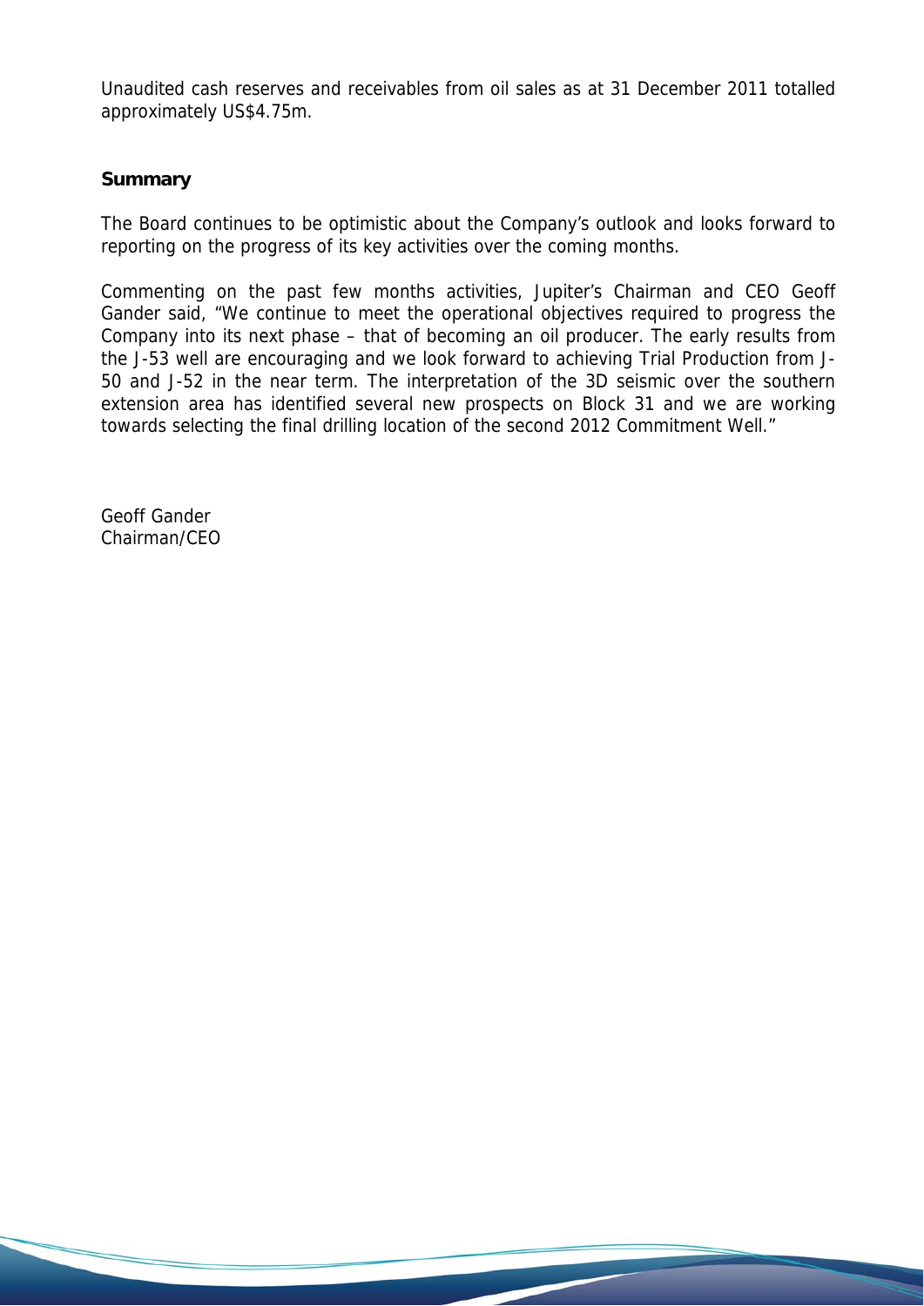Unaudited cash reserves and receivables from oil sales as at 31 December 2011 totalled approximately US$4.75m.

## Summary

The Board continues to be optimistic about the Company's outlook and looks forward to reporting on the progress of its key activities over the coming months.

Commenting on the past few months activities, Jupiter's Chairman and CEO Geoff Gander said, "We continue to meet the operational objectives required to progress the Company into its next phase – that of becoming an oil producer. The early results from the J-53 well are encouraging and we look forward to achieving Trial Production from J-50 and J-52 in the near term. The interpretation of the 3D seismic over the southern extension area has identified several new prospects on Block 31 and we are working towards selecting the final drilling location of the second 2012 Commitment Well."

Geoff Gander
Chairman/CEO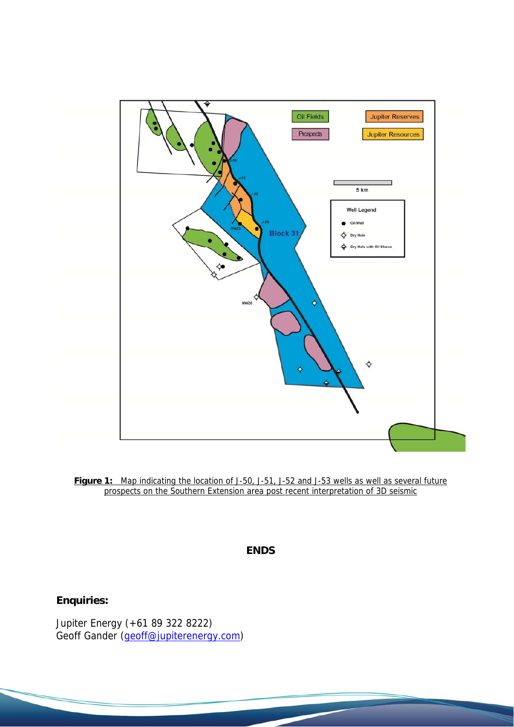**Figure 1:** Map indicating the location of J-50, J-51, J-52 and J-53 wells as well as several future prospects on the Southern Extension area post recent interpretation of 3D seismic

**ENDS**

**Enquiries:**

Jupiter Energy (+61 89 322 8222)
Geoff Gander (geoff@jupiterenergy.com)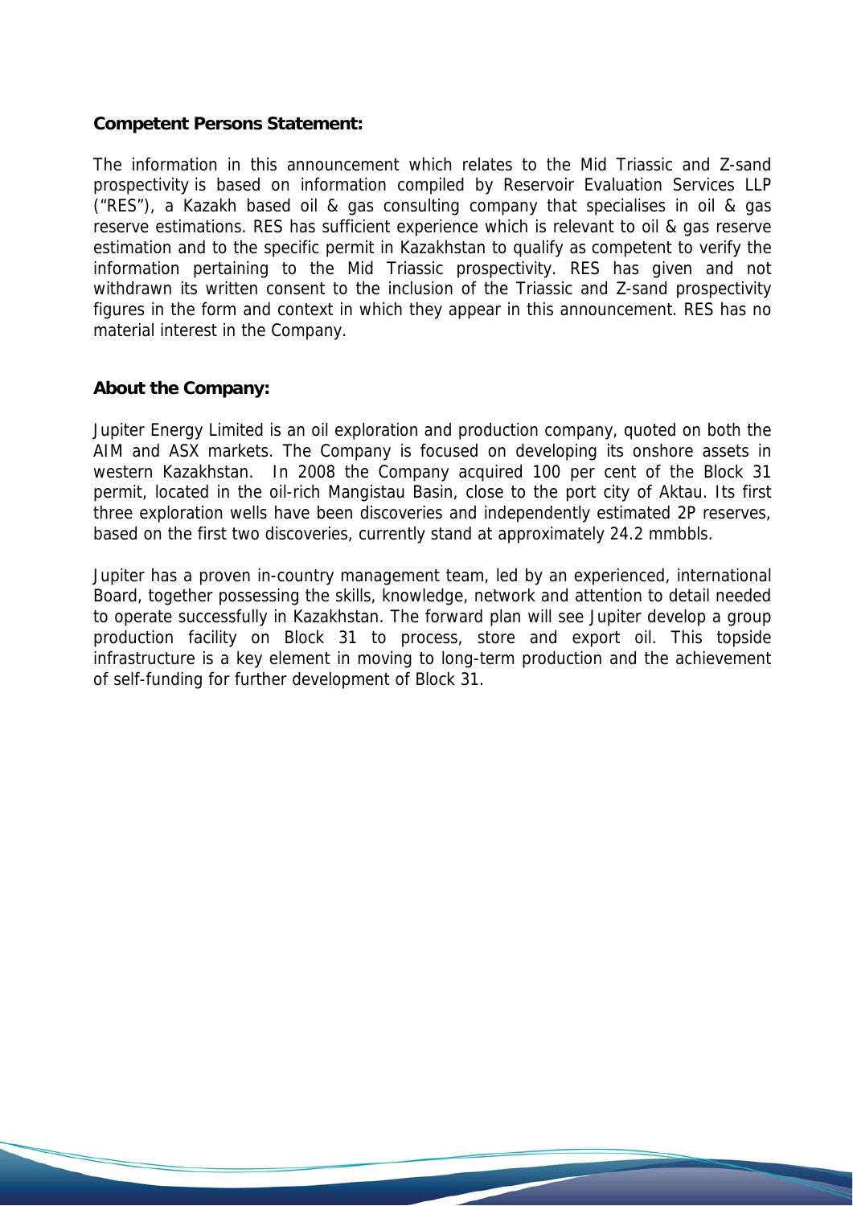**Competent Persons Statement:**

The information in this announcement which relates to the Mid Triassic and Z-sand prospectivity is based on information compiled by Reservoir Evaluation Services LLP ("RES"), a Kazakh based oil & gas consulting company that specialises in oil & gas reserve estimations. RES has sufficient experience which is relevant to oil & gas reserve estimation and to the specific permit in Kazakhstan to qualify as competent to verify the information pertaining to the Mid Triassic prospectivity. RES has given and not withdrawn its written consent to the inclusion of the Triassic and Z-sand prospectivity figures in the form and context in which they appear in this announcement. RES has no material interest in the Company.

**About the Company:**

Jupiter Energy Limited is an oil exploration and production company, quoted on both the AIM and ASX markets. The Company is focused on developing its onshore assets in western Kazakhstan. In 2008 the Company acquired 100 per cent of the Block 31 permit, located in the oil-rich Mangistau Basin, close to the port city of Aktau. Its first three exploration wells have been discoveries and independently estimated 2P reserves, based on the first two discoveries, currently stand at approximately 24.2 mmbbls.

Jupiter has a proven in-country management team, led by an experienced, international Board, together possessing the skills, knowledge, network and attention to detail needed to operate successfully in Kazakhstan. The forward plan will see Jupiter develop a group production facility on Block 31 to process, store and export oil. This topside infrastructure is a key element in moving to long-term production and the achievement of self-funding for further development of Block 31.